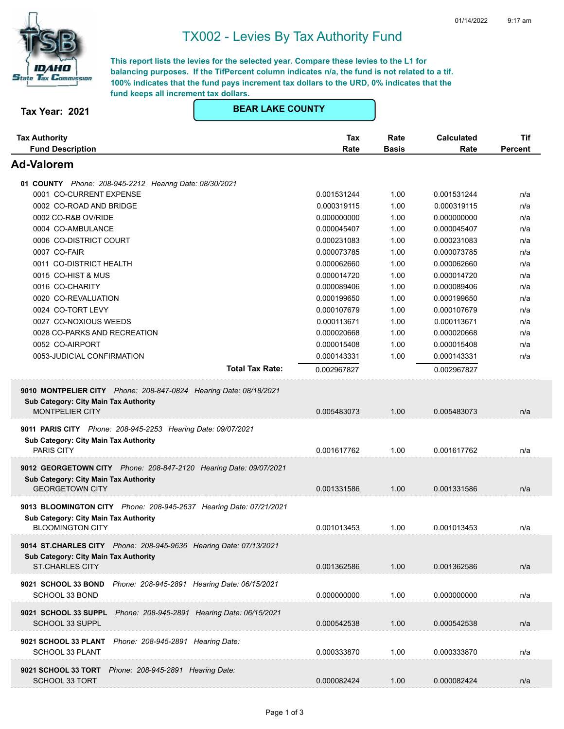01/14/2022 9:17 am

# TX002 - Levies By Tax Authority Fund

**This report lists the levies for the selected year. Compare these levies to the L1 for balancing purposes. If the TifPercent column indicates n/a, the fund is not related to a tif. 100% indicates that the fund pays increment tax dollars to the URD, 0% indicates that the fund keeps all increment tax dollars.**

**Tax Year: 2021**

**BEAR LAKE COUNTY**

| Tax Authority / Fund Description | Tax Rate | Rate Basis | Calculated Rate | Tif Percent |
|---|---|---|---|---|
| **Ad-Valorem** | | | | |
| **01 COUNTY** *Phone: 208-945-2212 Hearing Date: 08/30/2021* | | | | |
| 0001 CO-CURRENT EXPENSE | 0.001531244 | 1.00 | 0.001531244 | n/a |
| 0002 CO-ROAD AND BRIDGE | 0.000319115 | 1.00 | 0.000319115 | n/a |
| 0002 CO-R&B OV/RIDE | 0.000000000 | 1.00 | 0.000000000 | n/a |
| 0004 CO-AMBULANCE | 0.000045407 | 1.00 | 0.000045407 | n/a |
| 0006 CO-DISTRICT COURT | 0.000231083 | 1.00 | 0.000231083 | n/a |
| 0007 CO-FAIR | 0.000073785 | 1.00 | 0.000073785 | n/a |
| 0011 CO-DISTRICT HEALTH | 0.000062660 | 1.00 | 0.000062660 | n/a |
| 0015 CO-HIST & MUS | 0.000014720 | 1.00 | 0.000014720 | n/a |
| 0016 CO-CHARITY | 0.000089406 | 1.00 | 0.000089406 | n/a |
| 0020 CO-REVALUATION | 0.000199650 | 1.00 | 0.000199650 | n/a |
| 0024 CO-TORT LEVY | 0.000107679 | 1.00 | 0.000107679 | n/a |
| 0027 CO-NOXIOUS WEEDS | 0.000113671 | 1.00 | 0.000113671 | n/a |
| 0028 CO-PARKS AND RECREATION | 0.000020668 | 1.00 | 0.000020668 | n/a |
| 0052 CO-AIRPORT | 0.000015408 | 1.00 | 0.000015408 | n/a |
| 0053-JUDICIAL CONFIRMATION | 0.000143331 | 1.00 | 0.000143331 | n/a |
| **Total Tax Rate:** | 0.002967827 | | 0.002967827 | |
| **9010 MONTPELIER CITY** *Phone: 208-847-0824 Hearing Date: 08/18/2021* | | | | |
| **Sub Category: City Main Tax Authority** | | | | |
| MONTPELIER CITY | 0.005483073 | 1.00 | 0.005483073 | n/a |
| **9011 PARIS CITY** *Phone: 208-945-2253 Hearing Date: 09/07/2021* | | | | |
| **Sub Category: City Main Tax Authority** | | | | |
| PARIS CITY | 0.001617762 | 1.00 | 0.001617762 | n/a |
| **9012 GEORGETOWN CITY** *Phone: 208-847-2120 Hearing Date: 09/07/2021* | | | | |
| **Sub Category: City Main Tax Authority** | | | | |
| GEORGETOWN CITY | 0.001331586 | 1.00 | 0.001331586 | n/a |
| **9013 BLOOMINGTON CITY** *Phone: 208-945-2637 Hearing Date: 07/21/2021* | | | | |
| **Sub Category: City Main Tax Authority** | | | | |
| BLOOMINGTON CITY | 0.001013453 | 1.00 | 0.001013453 | n/a |
| **9014 ST.CHARLES CITY** *Phone: 208-945-9636 Hearing Date: 07/13/2021* | | | | |
| **Sub Category: City Main Tax Authority** | | | | |
| ST.CHARLES CITY | 0.001362586 | 1.00 | 0.001362586 | n/a |
| **9021 SCHOOL 33 BOND** *Phone: 208-945-2891 Hearing Date: 06/15/2021* | | | | |
| SCHOOL 33 BOND | 0.000000000 | 1.00 | 0.000000000 | n/a |
| **9021 SCHOOL 33 SUPPL** *Phone: 208-945-2891 Hearing Date: 06/15/2021* | | | | |
| SCHOOL 33 SUPPL | 0.000542538 | 1.00 | 0.000542538 | n/a |
| **9021 SCHOOL 33 PLANT** *Phone: 208-945-2891 Hearing Date:* | | | | |
| SCHOOL 33 PLANT | 0.000333870 | 1.00 | 0.000333870 | n/a |
| **9021 SCHOOL 33 TORT** *Phone: 208-945-2891 Hearing Date:* | | | | |
| SCHOOL 33 TORT | 0.000082424 | 1.00 | 0.000082424 | n/a |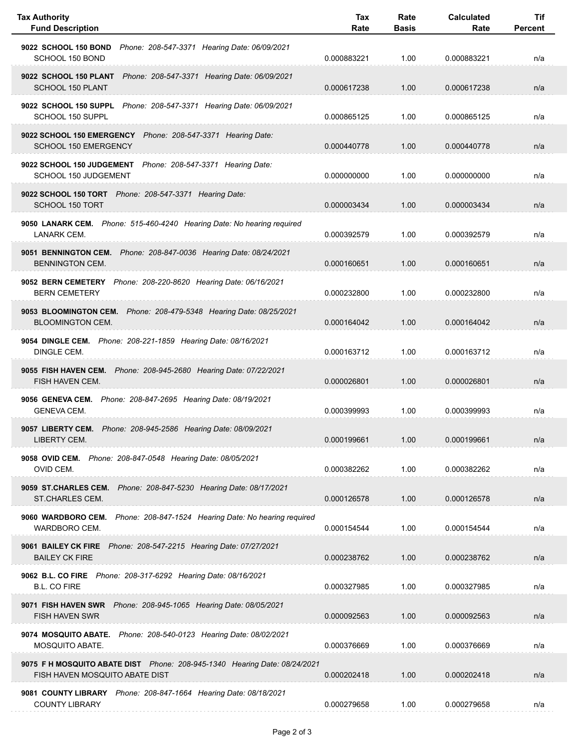| Tax Authority<br>Fund Description | Tax Rate | Rate Basis | Calculated Rate | Tif Percent |
|---|---|---|---|---|
| **9022 SCHOOL 150 BOND** *Phone: 208-547-3371 Hearing Date: 06/09/2021* | | | | |
| SCHOOL 150 BOND | 0.000883221 | 1.00 | 0.000883221 | n/a |
| **9022 SCHOOL 150 PLANT** *Phone: 208-547-3371 Hearing Date: 06/09/2021* | | | | |
| SCHOOL 150 PLANT | 0.000617238 | 1.00 | 0.000617238 | n/a |
| **9022 SCHOOL 150 SUPPL** *Phone: 208-547-3371 Hearing Date: 06/09/2021* | | | | |
| SCHOOL 150 SUPPL | 0.000865125 | 1.00 | 0.000865125 | n/a |
| **9022 SCHOOL 150 EMERGENCY** *Phone: 208-547-3371 Hearing Date:* | | | | |
| SCHOOL 150 EMERGENCY | 0.000440778 | 1.00 | 0.000440778 | n/a |
| **9022 SCHOOL 150 JUDGEMENT** *Phone: 208-547-3371 Hearing Date:* | | | | |
| SCHOOL 150 JUDGEMENT | 0.000000000 | 1.00 | 0.000000000 | n/a |
| **9022 SCHOOL 150 TORT** *Phone: 208-547-3371 Hearing Date:* | | | | |
| SCHOOL 150 TORT | 0.000003434 | 1.00 | 0.000003434 | n/a |
| **9050 LANARK CEM.** *Phone: 515-460-4240 Hearing Date: No hearing required* | | | | |
| LANARK CEM. | 0.000392579 | 1.00 | 0.000392579 | n/a |
| **9051 BENNINGTON CEM.** *Phone: 208-847-0036 Hearing Date: 08/24/2021* | | | | |
| BENNINGTON CEM. | 0.000160651 | 1.00 | 0.000160651 | n/a |
| **9052 BERN CEMETERY** *Phone: 208-220-8620 Hearing Date: 06/16/2021* | | | | |
| BERN CEMETERY | 0.000232800 | 1.00 | 0.000232800 | n/a |
| **9053 BLOOMINGTON CEM.** *Phone: 208-479-5348 Hearing Date: 08/25/2021* | | | | |
| BLOOMINGTON CEM. | 0.000164042 | 1.00 | 0.000164042 | n/a |
| **9054 DINGLE CEM.** *Phone: 208-221-1859 Hearing Date: 08/16/2021* | | | | |
| DINGLE CEM. | 0.000163712 | 1.00 | 0.000163712 | n/a |
| **9055 FISH HAVEN CEM.** *Phone: 208-945-2680 Hearing Date: 07/22/2021* | | | | |
| FISH HAVEN CEM. | 0.000026801 | 1.00 | 0.000026801 | n/a |
| **9056 GENEVA CEM.** *Phone: 208-847-2695 Hearing Date: 08/19/2021* | | | | |
| GENEVA CEM. | 0.000399993 | 1.00 | 0.000399993 | n/a |
| **9057 LIBERTY CEM.** *Phone: 208-945-2586 Hearing Date: 08/09/2021* | | | | |
| LIBERTY CEM. | 0.000199661 | 1.00 | 0.000199661 | n/a |
| **9058 OVID CEM.** *Phone: 208-847-0548 Hearing Date: 08/05/2021* | | | | |
| OVID CEM. | 0.000382262 | 1.00 | 0.000382262 | n/a |
| **9059 ST.CHARLES CEM.** *Phone: 208-847-5230 Hearing Date: 08/17/2021* | | | | |
| ST.CHARLES CEM. | 0.000126578 | 1.00 | 0.000126578 | n/a |
| **9060 WARDBORO CEM.** *Phone: 208-847-1524 Hearing Date: No hearing required* | | | | |
| WARDBORO CEM. | 0.000154544 | 1.00 | 0.000154544 | n/a |
| **9061 BAILEY CK FIRE** *Phone: 208-547-2215 Hearing Date: 07/27/2021* | | | | |
| BAILEY CK FIRE | 0.000238762 | 1.00 | 0.000238762 | n/a |
| **9062 B.L. CO FIRE** *Phone: 208-317-6292 Hearing Date: 08/16/2021* | | | | |
| B.L. CO FIRE | 0.000327985 | 1.00 | 0.000327985 | n/a |
| **9071 FISH HAVEN SWR** *Phone: 208-945-1065 Hearing Date: 08/05/2021* | | | | |
| FISH HAVEN SWR | 0.000092563 | 1.00 | 0.000092563 | n/a |
| **9074 MOSQUITO ABATE.** *Phone: 208-540-0123 Hearing Date: 08/02/2021* | | | | |
| MOSQUITO ABATE. | 0.000376669 | 1.00 | 0.000376669 | n/a |
| **9075 F H MOSQUITO ABATE DIST** *Phone: 208-945-1340 Hearing Date: 08/24/2021* | | | | |
| FISH HAVEN MOSQUITO ABATE DIST | 0.000202418 | 1.00 | 0.000202418 | n/a |
| **9081 COUNTY LIBRARY** *Phone: 208-847-1664 Hearing Date: 08/18/2021* | | | | |
| COUNTY LIBRARY | 0.000279658 | 1.00 | 0.000279658 | n/a |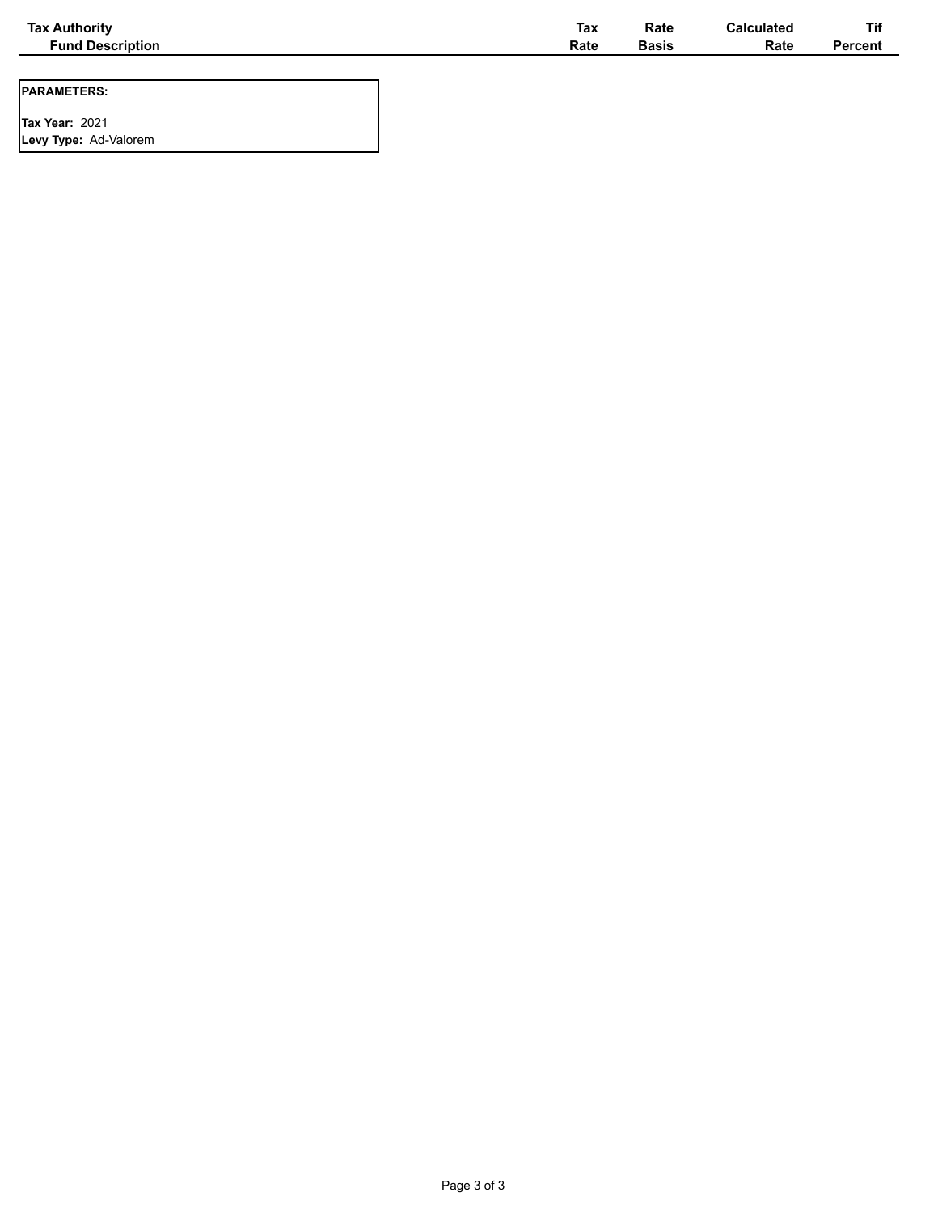| Tax Authority<br>Fund Description | Tax Rate | Rate Basis | Calculated Rate | Tif Percent |
|---|---|---|---|---|

**PARAMETERS:**

**Tax Year:** 2021
**Levy Type:** Ad-Valorem